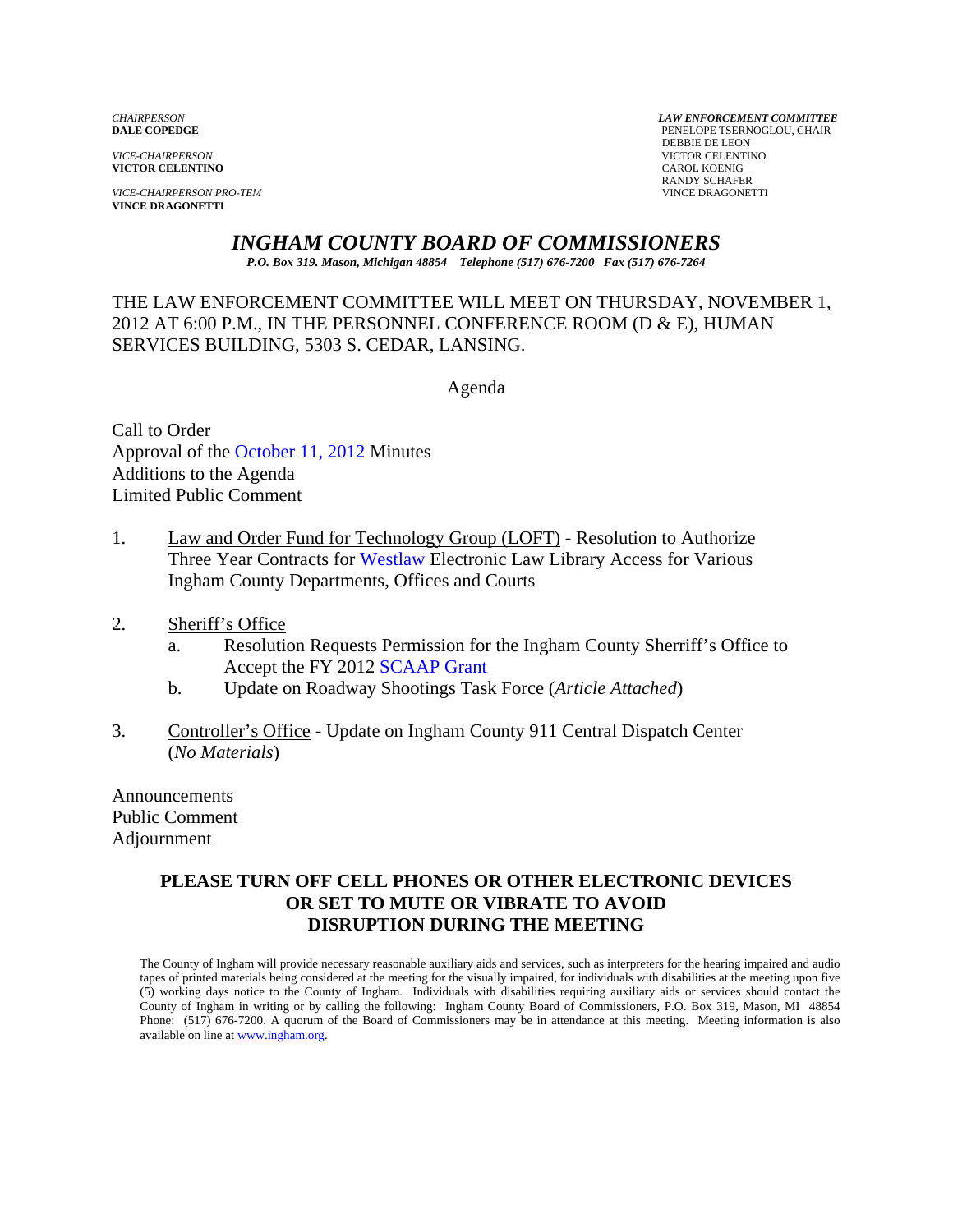*CHAIRPERSON*
**DALE COPEDGE**

*VICE-CHAIRPERSON*
**VICTOR CELENTINO**

*VICE-CHAIRPERSON PRO-TEM*
**VINCE DRAGONETTI**

***LAW ENFORCEMENT COMMITTEE***
PENELOPE TSERNOGLOU, CHAIR
DEBBIE DE LEON
VICTOR CELENTINO
CAROL KOENIG
RANDY SCHAFER
VINCE DRAGONETTI

# *INGHAM COUNTY BOARD OF COMMISSIONERS*

***P.O. Box 319. Mason, Michigan 48854 Telephone (517) 676-7200 Fax (517) 676-7264***

THE LAW ENFORCEMENT COMMITTEE WILL MEET ON THURSDAY, NOVEMBER 1, 2012 AT 6:00 P.M., IN THE PERSONNEL CONFERENCE ROOM (D & E), HUMAN SERVICES BUILDING, 5303 S. CEDAR, LANSING.

Agenda

Call to Order
Approval of the October 11, 2012 Minutes
Additions to the Agenda
Limited Public Comment

1. Law and Order Fund for Technology Group (LOFT) - Resolution to Authorize Three Year Contracts for Westlaw Electronic Law Library Access for Various Ingham County Departments, Offices and Courts

2. Sheriff's Office
   a. Resolution Requests Permission for the Ingham County Sherriff's Office to Accept the FY 2012 SCAAP Grant
   b. Update on Roadway Shootings Task Force (*Article Attached*)

3. Controller's Office - Update on Ingham County 911 Central Dispatch Center (*No Materials*)

Announcements
Public Comment
Adjournment

**PLEASE TURN OFF CELL PHONES OR OTHER ELECTRONIC DEVICES OR SET TO MUTE OR VIBRATE TO AVOID DISRUPTION DURING THE MEETING**

The County of Ingham will provide necessary reasonable auxiliary aids and services, such as interpreters for the hearing impaired and audio tapes of printed materials being considered at the meeting for the visually impaired, for individuals with disabilities at the meeting upon five (5) working days notice to the County of Ingham. Individuals with disabilities requiring auxiliary aids or services should contact the County of Ingham in writing or by calling the following: Ingham County Board of Commissioners, P.O. Box 319, Mason, MI 48854 Phone: (517) 676-7200. A quorum of the Board of Commissioners may be in attendance at this meeting. Meeting information is also available on line at www.ingham.org.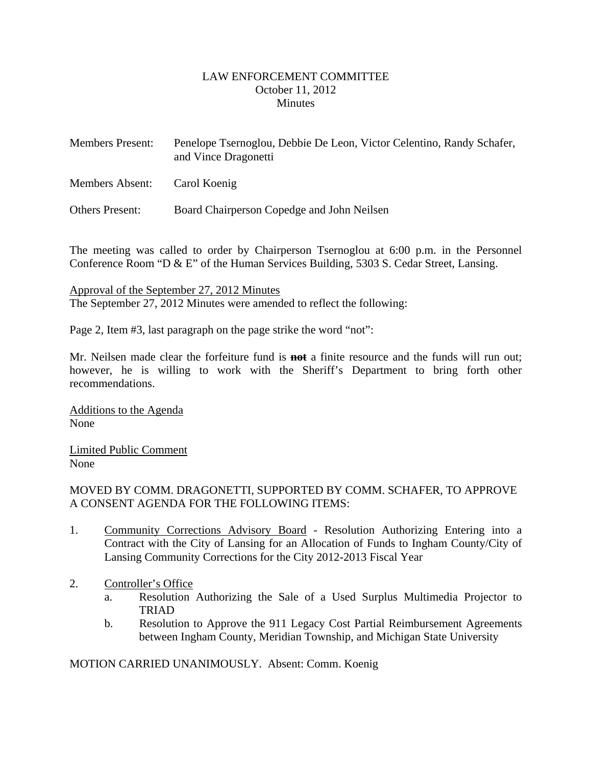LAW ENFORCEMENT COMMITTEE
October 11, 2012
Minutes

Members Present: Penelope Tsernoglou, Debbie De Leon, Victor Celentino, Randy Schafer, and Vince Dragonetti

Members Absent: Carol Koenig

Others Present: Board Chairperson Copedge and John Neilsen

The meeting was called to order by Chairperson Tsernoglou at 6:00 p.m. in the Personnel Conference Room "D & E" of the Human Services Building, 5303 S. Cedar Street, Lansing.

<u>Approval of the September 27, 2012 Minutes</u>
The September 27, 2012 Minutes were amended to reflect the following:

Page 2, Item #3, last paragraph on the page strike the word "not":

Mr. Neilsen made clear the forfeiture fund is ~~**not**~~ a finite resource and the funds will run out; however, he is willing to work with the Sheriff's Department to bring forth other recommendations.

<u>Additions to the Agenda</u>
None

<u>Limited Public Comment</u>
None

MOVED BY COMM. DRAGONETTI, SUPPORTED BY COMM. SCHAFER, TO APPROVE A CONSENT AGENDA FOR THE FOLLOWING ITEMS:

1. <u>Community Corrections Advisory Board</u> - Resolution Authorizing Entering into a Contract with the City of Lansing for an Allocation of Funds to Ingham County/City of Lansing Community Corrections for the City 2012-2013 Fiscal Year

2. <u>Controller's Office</u>
   a. Resolution Authorizing the Sale of a Used Surplus Multimedia Projector to TRIAD
   b. Resolution to Approve the 911 Legacy Cost Partial Reimbursement Agreements between Ingham County, Meridian Township, and Michigan State University

MOTION CARRIED UNANIMOUSLY. Absent: Comm. Koenig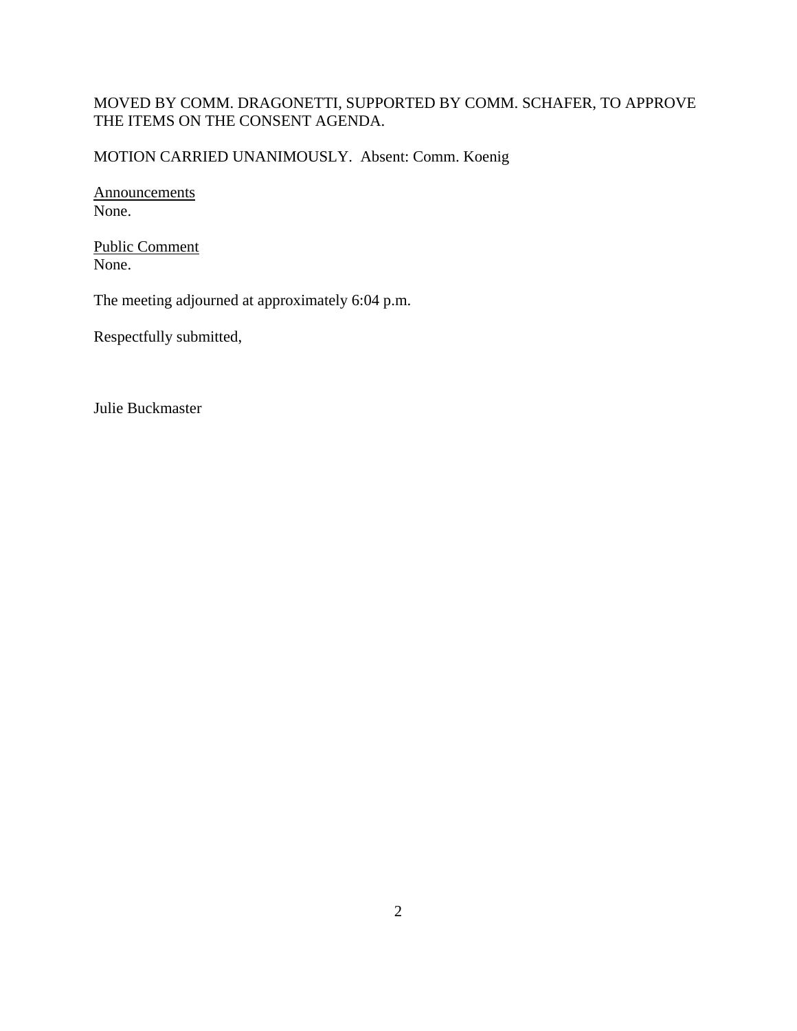MOVED BY COMM. DRAGONETTI, SUPPORTED BY COMM. SCHAFER, TO APPROVE THE ITEMS ON THE CONSENT AGENDA.

MOTION CARRIED UNANIMOUSLY. Absent: Comm. Koenig

Announcements
None.

Public Comment
None.

The meeting adjourned at approximately 6:04 p.m.

Respectfully submitted,

Julie Buckmaster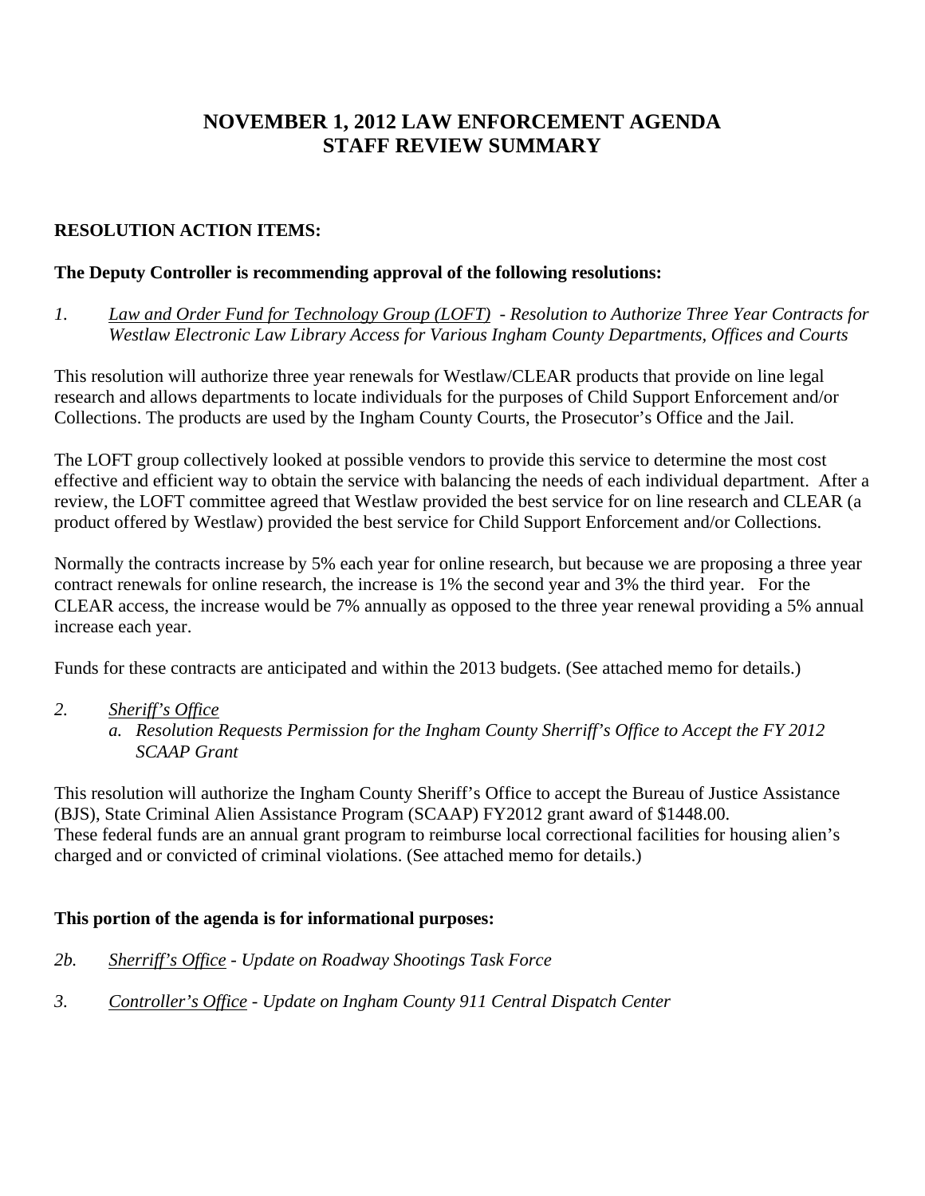# NOVEMBER 1, 2012 LAW ENFORCEMENT AGENDA
# STAFF REVIEW SUMMARY

**RESOLUTION ACTION ITEMS:**

**The Deputy Controller is recommending approval of the following resolutions:**

*1.* *<u>Law and Order Fund for Technology Group (LOFT)</u> - Resolution to Authorize Three Year Contracts for Westlaw Electronic Law Library Access for Various Ingham County Departments, Offices and Courts*

This resolution will authorize three year renewals for Westlaw/CLEAR products that provide on line legal research and allows departments to locate individuals for the purposes of Child Support Enforcement and/or Collections. The products are used by the Ingham County Courts, the Prosecutor's Office and the Jail.

The LOFT group collectively looked at possible vendors to provide this service to determine the most cost effective and efficient way to obtain the service with balancing the needs of each individual department. After a review, the LOFT committee agreed that Westlaw provided the best service for on line research and CLEAR (a product offered by Westlaw) provided the best service for Child Support Enforcement and/or Collections.

Normally the contracts increase by 5% each year for online research, but because we are proposing a three year contract renewals for online research, the increase is 1% the second year and 3% the third year. For the CLEAR access, the increase would be 7% annually as opposed to the three year renewal providing a 5% annual increase each year.

Funds for these contracts are anticipated and within the 2013 budgets. (See attached memo for details.)

*2.* *<u>Sheriff's Office</u>*

*a. Resolution Requests Permission for the Ingham County Sherriff's Office to Accept the FY 2012 SCAAP Grant*

This resolution will authorize the Ingham County Sheriff's Office to accept the Bureau of Justice Assistance (BJS), State Criminal Alien Assistance Program (SCAAP) FY2012 grant award of $1448.00. These federal funds are an annual grant program to reimburse local correctional facilities for housing alien's charged and or convicted of criminal violations. (See attached memo for details.)

**This portion of the agenda is for informational purposes:**

*2b.* *<u>Sherriff's Office</u> - Update on Roadway Shootings Task Force*

*3.* *<u>Controller's Office</u> - Update on Ingham County 911 Central Dispatch Center*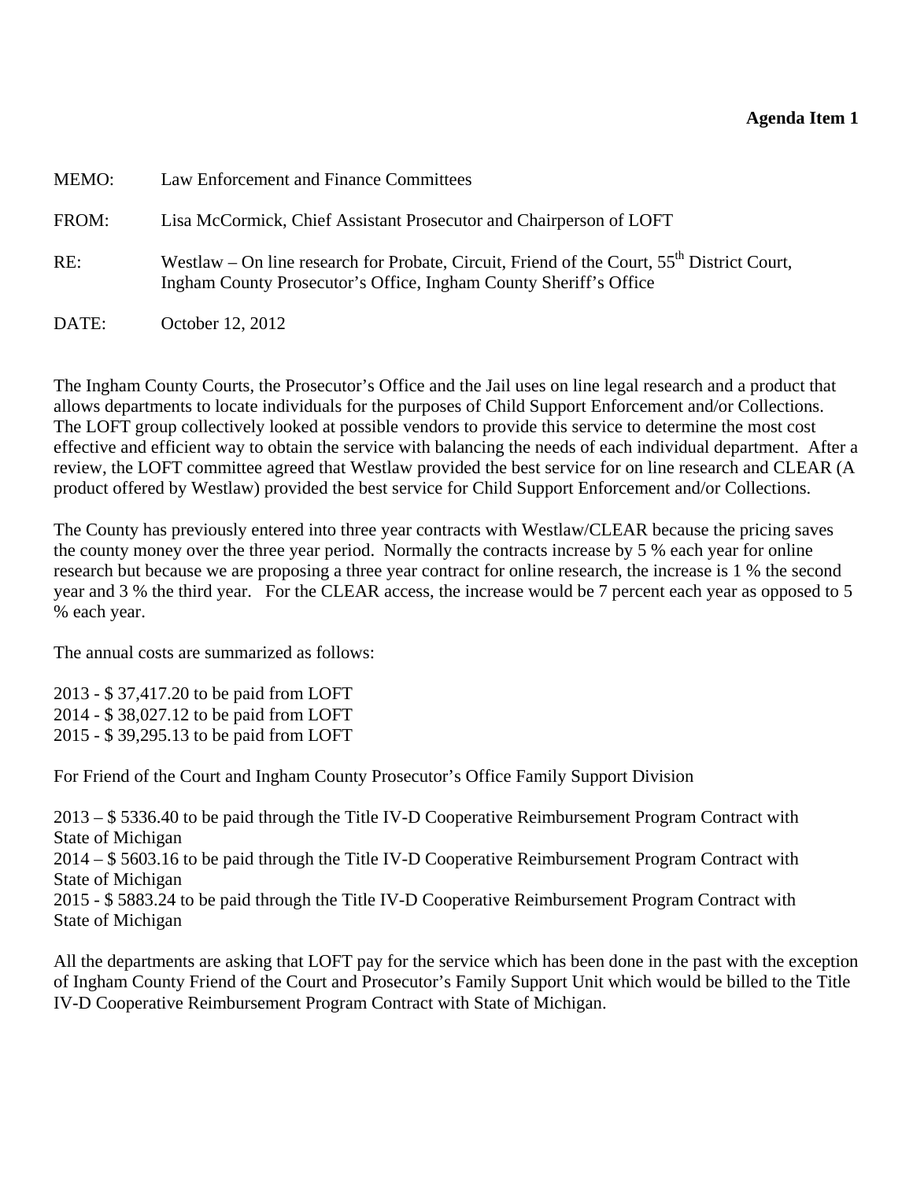**Agenda Item 1**

MEMO: Law Enforcement and Finance Committees

FROM: Lisa McCormick, Chief Assistant Prosecutor and Chairperson of LOFT

RE: Westlaw – On line research for Probate, Circuit, Friend of the Court, 55th District Court, Ingham County Prosecutor's Office, Ingham County Sheriff's Office

DATE: October 12, 2012

The Ingham County Courts, the Prosecutor's Office and the Jail uses on line legal research and a product that allows departments to locate individuals for the purposes of Child Support Enforcement and/or Collections. The LOFT group collectively looked at possible vendors to provide this service to determine the most cost effective and efficient way to obtain the service with balancing the needs of each individual department. After a review, the LOFT committee agreed that Westlaw provided the best service for on line research and CLEAR (A product offered by Westlaw) provided the best service for Child Support Enforcement and/or Collections.

The County has previously entered into three year contracts with Westlaw/CLEAR because the pricing saves the county money over the three year period. Normally the contracts increase by 5 % each year for online research but because we are proposing a three year contract for online research, the increase is 1 % the second year and 3 % the third year. For the CLEAR access, the increase would be 7 percent each year as opposed to 5 % each year.

The annual costs are summarized as follows:

2013 - $ 37,417.20 to be paid from LOFT
2014 - $ 38,027.12 to be paid from LOFT
2015 - $ 39,295.13 to be paid from LOFT

For Friend of the Court and Ingham County Prosecutor's Office Family Support Division

2013 – $ 5336.40 to be paid through the Title IV-D Cooperative Reimbursement Program Contract with State of Michigan
2014 – $ 5603.16 to be paid through the Title IV-D Cooperative Reimbursement Program Contract with State of Michigan
2015 - $ 5883.24 to be paid through the Title IV-D Cooperative Reimbursement Program Contract with State of Michigan

All the departments are asking that LOFT pay for the service which has been done in the past with the exception of Ingham County Friend of the Court and Prosecutor's Family Support Unit which would be billed to the Title IV-D Cooperative Reimbursement Program Contract with State of Michigan.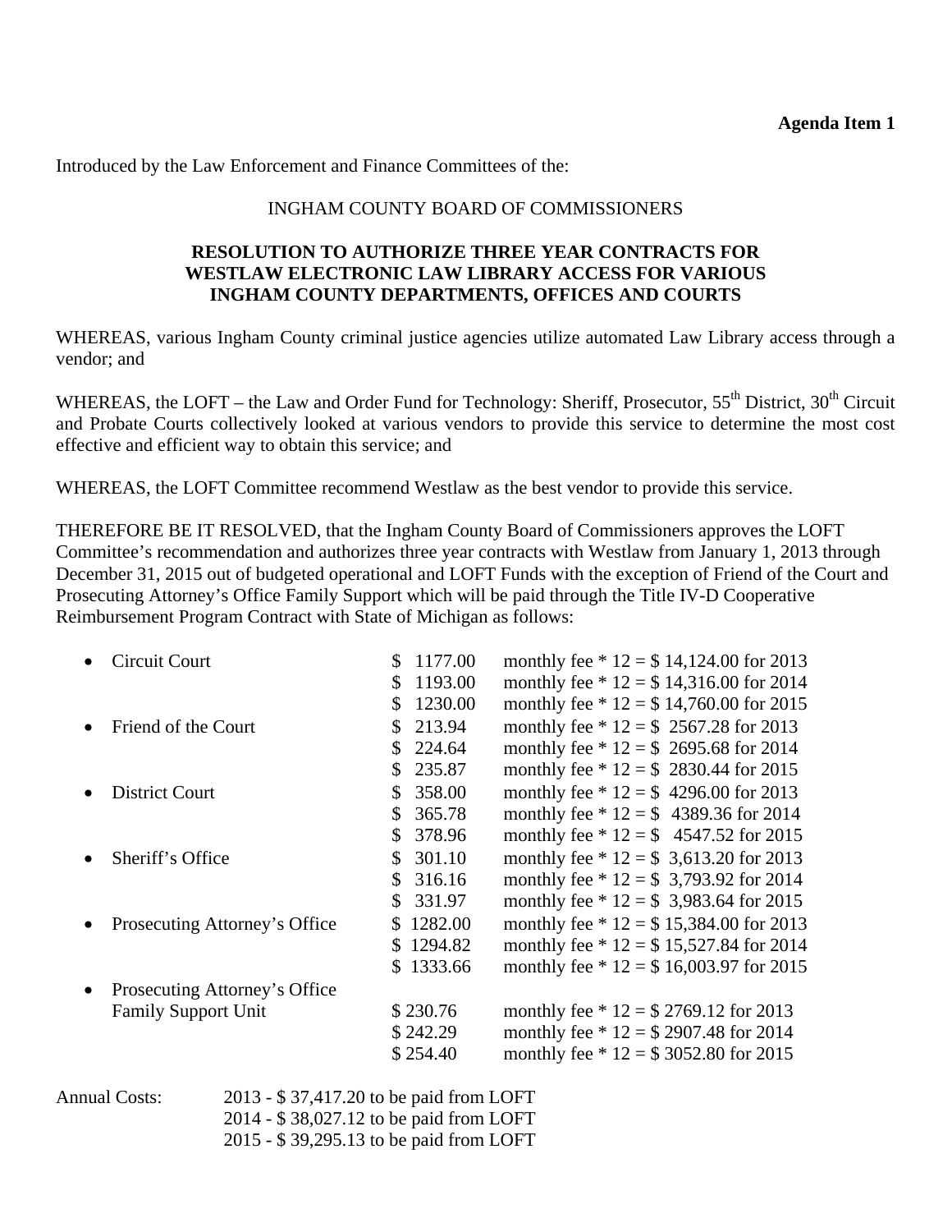**Agenda Item 1**

Introduced by the Law Enforcement and Finance Committees of the:

INGHAM COUNTY BOARD OF COMMISSIONERS

**RESOLUTION TO AUTHORIZE THREE YEAR CONTRACTS FOR WESTLAW ELECTRONIC LAW LIBRARY ACCESS FOR VARIOUS INGHAM COUNTY DEPARTMENTS, OFFICES AND COURTS**

WHEREAS, various Ingham County criminal justice agencies utilize automated Law Library access through a vendor; and

WHEREAS, the LOFT – the Law and Order Fund for Technology: Sheriff, Prosecutor, 55th District, 30th Circuit and Probate Courts collectively looked at various vendors to provide this service to determine the most cost effective and efficient way to obtain this service; and

WHEREAS, the LOFT Committee recommend Westlaw as the best vendor to provide this service.

THEREFORE BE IT RESOLVED, that the Ingham County Board of Commissioners approves the LOFT Committee's recommendation and authorizes three year contracts with Westlaw from January 1, 2013 through December 31, 2015 out of budgeted operational and LOFT Funds with the exception of Friend of the Court and Prosecuting Attorney's Office Family Support which will be paid through the Title IV-D Cooperative Reimbursement Program Contract with State of Michigan as follows:

- Circuit Court — \$ 1177.00 monthly fee * 12 = \$ 14,124.00 for 2013
  \$ 1193.00 monthly fee * 12 = \$ 14,316.00 for 2014
  \$ 1230.00 monthly fee * 12 = \$ 14,760.00 for 2015
- Friend of the Court — \$ 213.94 monthly fee * 12 = \$ 2567.28 for 2013
  \$ 224.64 monthly fee * 12 = \$ 2695.68 for 2014
  \$ 235.87 monthly fee * 12 = \$ 2830.44 for 2015
- District Court — \$ 358.00 monthly fee * 12 = \$ 4296.00 for 2013
  \$ 365.78 monthly fee * 12 = \$ 4389.36 for 2014
  \$ 378.96 monthly fee * 12 = \$ 4547.52 for 2015
- Sheriff's Office — \$ 301.10 monthly fee * 12 = \$ 3,613.20 for 2013
  \$ 316.16 monthly fee * 12 = \$ 3,793.92 for 2014
  \$ 331.97 monthly fee * 12 = \$ 3,983.64 for 2015
- Prosecuting Attorney's Office — \$ 1282.00 monthly fee * 12 = \$ 15,384.00 for 2013
  \$ 1294.82 monthly fee * 12 = \$ 15,527.84 for 2014
  \$ 1333.66 monthly fee * 12 = \$ 16,003.97 for 2015
- Prosecuting Attorney's Office Family Support Unit — \$ 230.76 monthly fee * 12 = \$ 2769.12 for 2013
  \$ 242.29 monthly fee * 12 = \$ 2907.48 for 2014
  \$ 254.40 monthly fee * 12 = \$ 3052.80 for 2015

Annual Costs:
2013 - \$ 37,417.20 to be paid from LOFT
2014 - \$ 38,027.12 to be paid from LOFT
2015 - \$ 39,295.13 to be paid from LOFT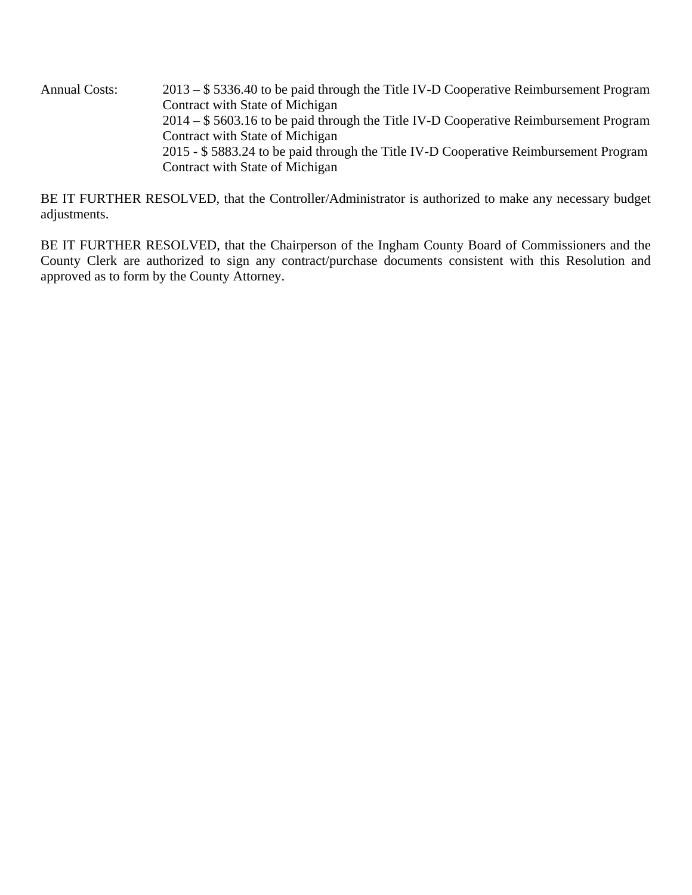Annual Costs: 2013 – $ 5336.40 to be paid through the Title IV-D Cooperative Reimbursement Program Contract with State of Michigan
2014 – $ 5603.16 to be paid through the Title IV-D Cooperative Reimbursement Program Contract with State of Michigan
2015 - $ 5883.24 to be paid through the Title IV-D Cooperative Reimbursement Program Contract with State of Michigan

BE IT FURTHER RESOLVED, that the Controller/Administrator is authorized to make any necessary budget adjustments.

BE IT FURTHER RESOLVED, that the Chairperson of the Ingham County Board of Commissioners and the County Clerk are authorized to sign any contract/purchase documents consistent with this Resolution and approved as to form by the County Attorney.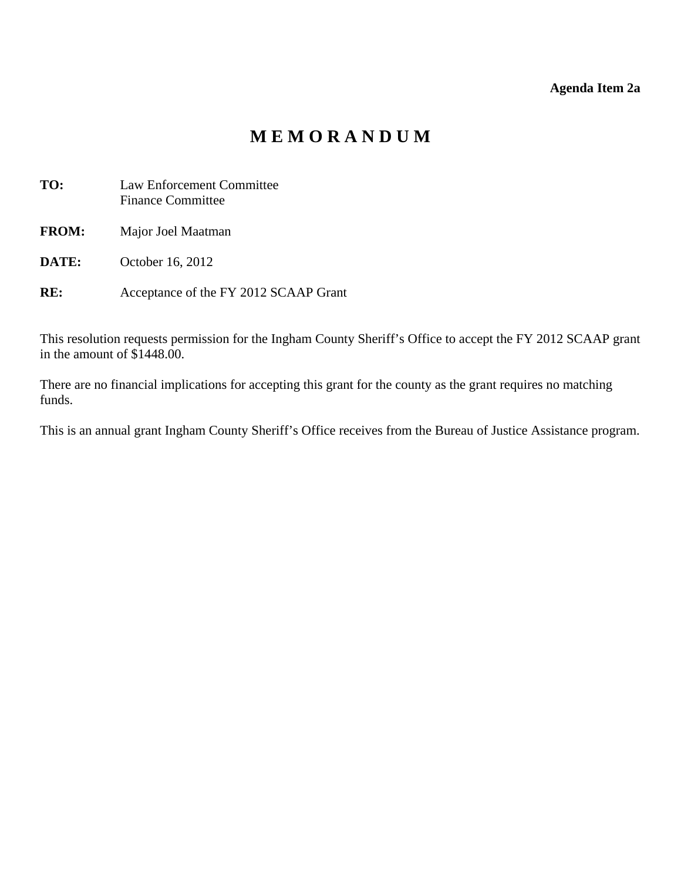**Agenda Item 2a**

# MEMORANDUM

**TO:** Law Enforcement Committee
Finance Committee

**FROM:** Major Joel Maatman

**DATE:** October 16, 2012

**RE:** Acceptance of the FY 2012 SCAAP Grant

This resolution requests permission for the Ingham County Sheriff's Office to accept the FY 2012 SCAAP grant in the amount of $1448.00.

There are no financial implications for accepting this grant for the county as the grant requires no matching funds.

This is an annual grant Ingham County Sheriff's Office receives from the Bureau of Justice Assistance program.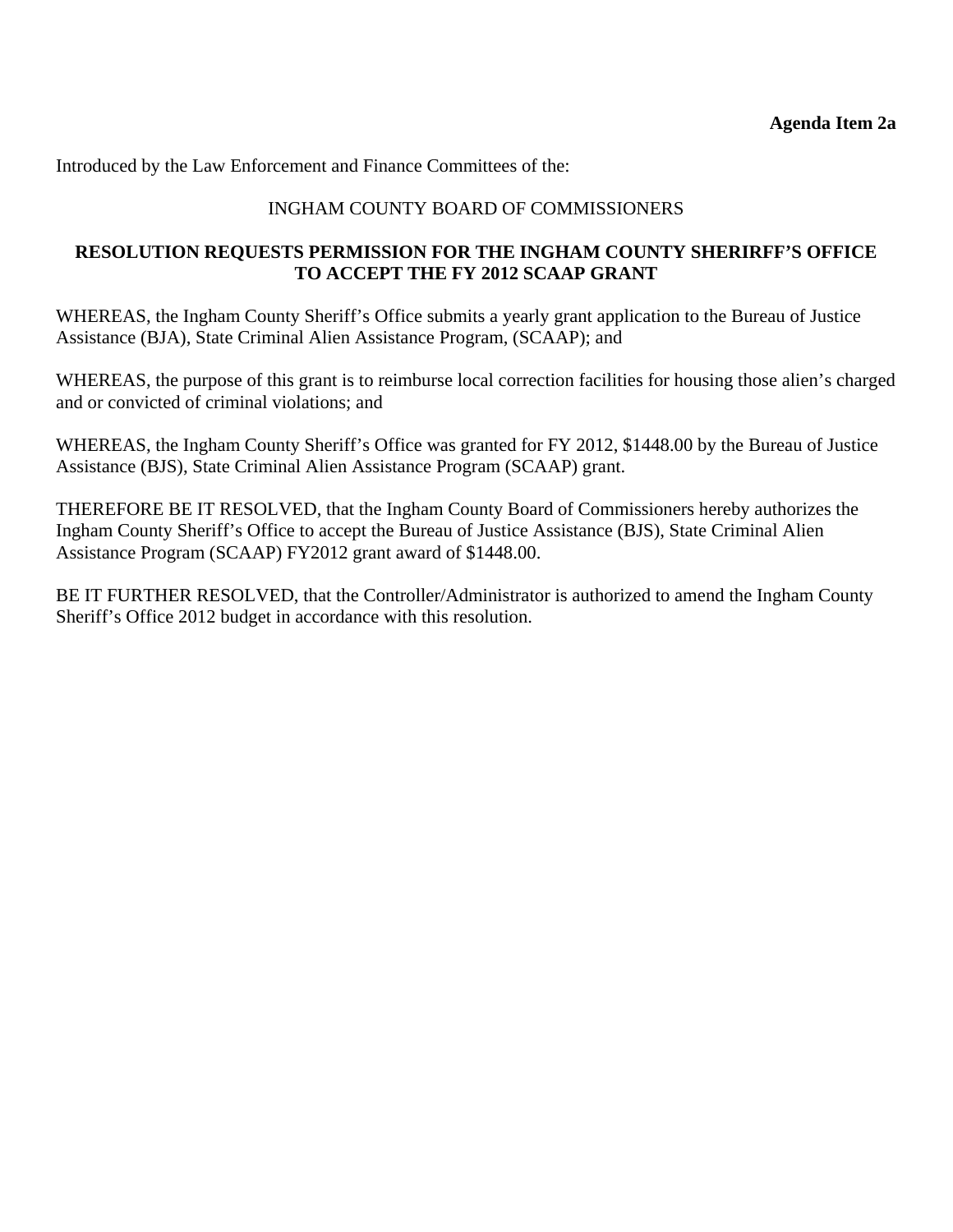**Agenda Item 2a**

Introduced by the Law Enforcement and Finance Committees of the:

INGHAM COUNTY BOARD OF COMMISSIONERS

**RESOLUTION REQUESTS PERMISSION FOR THE INGHAM COUNTY SHERIRFF'S OFFICE TO ACCEPT THE FY 2012 SCAAP GRANT**

WHEREAS, the Ingham County Sheriff's Office submits a yearly grant application to the Bureau of Justice Assistance (BJA), State Criminal Alien Assistance Program, (SCAAP); and

WHEREAS, the purpose of this grant is to reimburse local correction facilities for housing those alien's charged and or convicted of criminal violations; and

WHEREAS, the Ingham County Sheriff's Office was granted for FY 2012, $1448.00 by the Bureau of Justice Assistance (BJS), State Criminal Alien Assistance Program (SCAAP) grant.

THEREFORE BE IT RESOLVED, that the Ingham County Board of Commissioners hereby authorizes the Ingham County Sheriff's Office to accept the Bureau of Justice Assistance (BJS), State Criminal Alien Assistance Program (SCAAP) FY2012 grant award of $1448.00.

BE IT FURTHER RESOLVED, that the Controller/Administrator is authorized to amend the Ingham County Sheriff's Office 2012 budget in accordance with this resolution.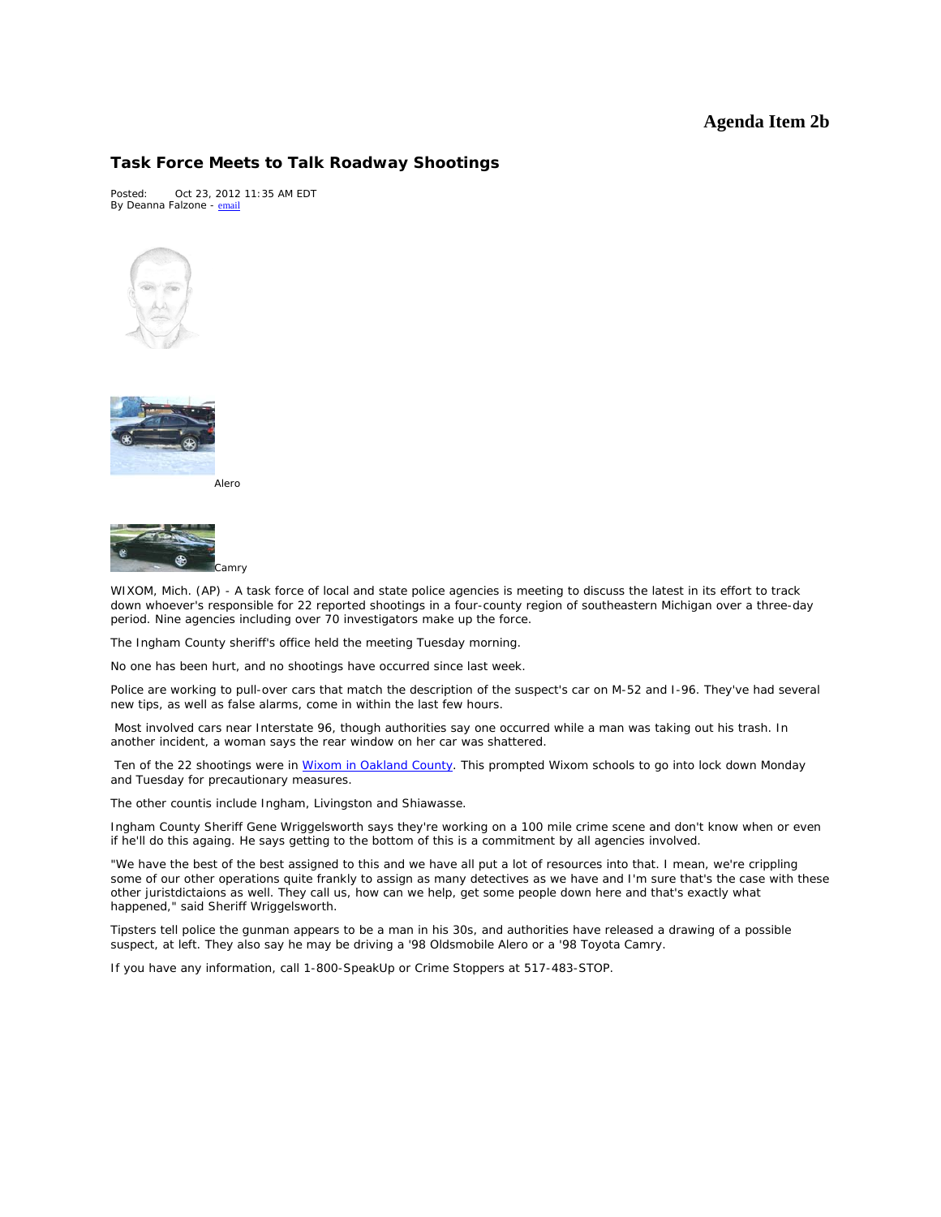**Agenda Item 2b**

## Task Force Meets to Talk Roadway Shootings

Posted: Oct 23, 2012 11:35 AM EDT
By Deanna Falzone - email

Alero

Camry

WIXOM, Mich. (AP) - A task force of local and state police agencies is meeting to discuss the latest in its effort to track down whoever's responsible for 22 reported shootings in a four-county region of southeastern Michigan over a three-day period. Nine agencies including over 70 investigators make up the force.

The Ingham County sheriff's office held the meeting Tuesday morning.

No one has been hurt, and no shootings have occurred since last week.

Police are working to pull-over cars that match the description of the suspect's car on M-52 and I-96. They've had several new tips, as well as false alarms, come in within the last few hours.

Most involved cars near Interstate 96, though authorities say one occurred while a man was taking out his trash. In another incident, a woman says the rear window on her car was shattered.

Ten of the 22 shootings were in Wixom in Oakland County. This prompted Wixom schools to go into lock down Monday and Tuesday for precautionary measures.

The other countis include Ingham, Livingston and Shiawasse.

Ingham County Sheriff Gene Wriggelsworth says they're working on a 100 mile crime scene and don't know when or even if he'll do this againg. He says getting to the bottom of this is a commitment by all agencies involved.

"We have the best of the best assigned to this and we have all put a lot of resources into that. I mean, we're crippling some of our other operations quite frankly to assign as many detectives as we have and I'm sure that's the case with these other juristdictaions as well. They call us, how can we help, get some people down here and that's exactly what happened," said Sheriff Wriggelsworth.

Tipsters tell police the gunman appears to be a man in his 30s, and authorities have released a drawing of a possible suspect, at left. They also say he may be driving a '98 Oldsmobile Alero or a '98 Toyota Camry.

If you have any information, call 1-800-SpeakUp or Crime Stoppers at 517-483-STOP.